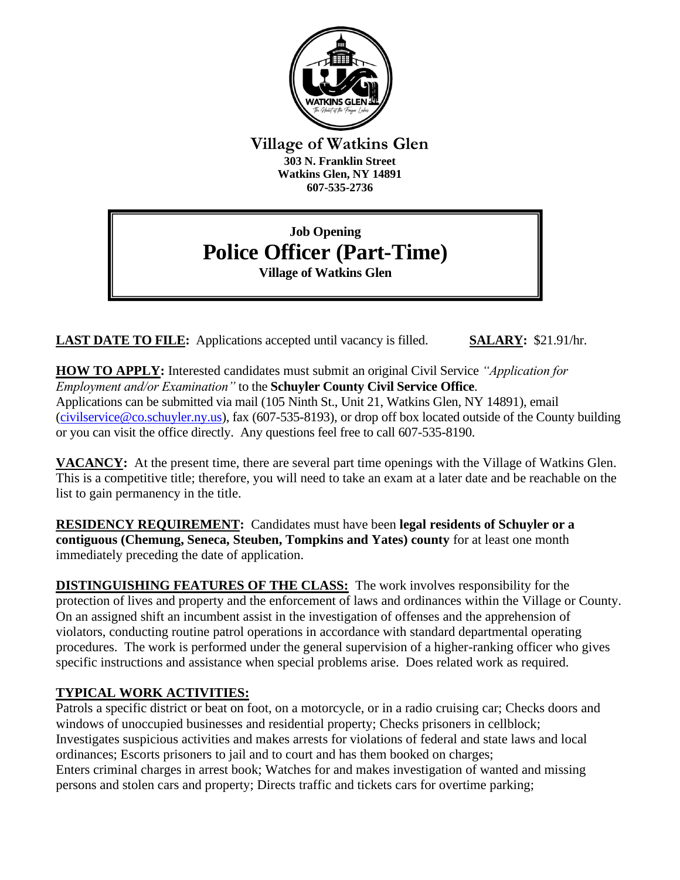# Village of Watkins Glen

**303 N. Franklin Street**
**Watkins Glen, NY 14891**
**607-535-2736**

**Job Opening**

## Police Officer (Part-Time)

**Village of Watkins Glen**

**LAST DATE TO FILE:** Applications accepted until vacancy is filled. **SALARY:** $21.91/hr.

**HOW TO APPLY:** Interested candidates must submit an original Civil Service *"Application for Employment and/or Examination"* to the **Schuyler County Civil Service Office**.
Applications can be submitted via mail (105 Ninth St., Unit 21, Watkins Glen, NY 14891), email (civilservice@co.schuyler.ny.us), fax (607-535-8193), or drop off box located outside of the County building or you can visit the office directly. Any questions feel free to call 607-535-8190.

**VACANCY:** At the present time, there are several part time openings with the Village of Watkins Glen. This is a competitive title; therefore, you will need to take an exam at a later date and be reachable on the list to gain permanency in the title.

**RESIDENCY REQUIREMENT:** Candidates must have been **legal residents of Schuyler or a contiguous (Chemung, Seneca, Steuben, Tompkins and Yates) county** for at least one month immediately preceding the date of application.

**DISTINGUISHING FEATURES OF THE CLASS:** The work involves responsibility for the protection of lives and property and the enforcement of laws and ordinances within the Village or County. On an assigned shift an incumbent assist in the investigation of offenses and the apprehension of violators, conducting routine patrol operations in accordance with standard departmental operating procedures. The work is performed under the general supervision of a higher-ranking officer who gives specific instructions and assistance when special problems arise. Does related work as required.

**TYPICAL WORK ACTIVITIES:**

Patrols a specific district or beat on foot, on a motorcycle, or in a radio cruising car; Checks doors and windows of unoccupied businesses and residential property; Checks prisoners in cellblock; Investigates suspicious activities and makes arrests for violations of federal and state laws and local ordinances; Escorts prisoners to jail and to court and has them booked on charges; Enters criminal charges in arrest book; Watches for and makes investigation of wanted and missing persons and stolen cars and property; Directs traffic and tickets cars for overtime parking;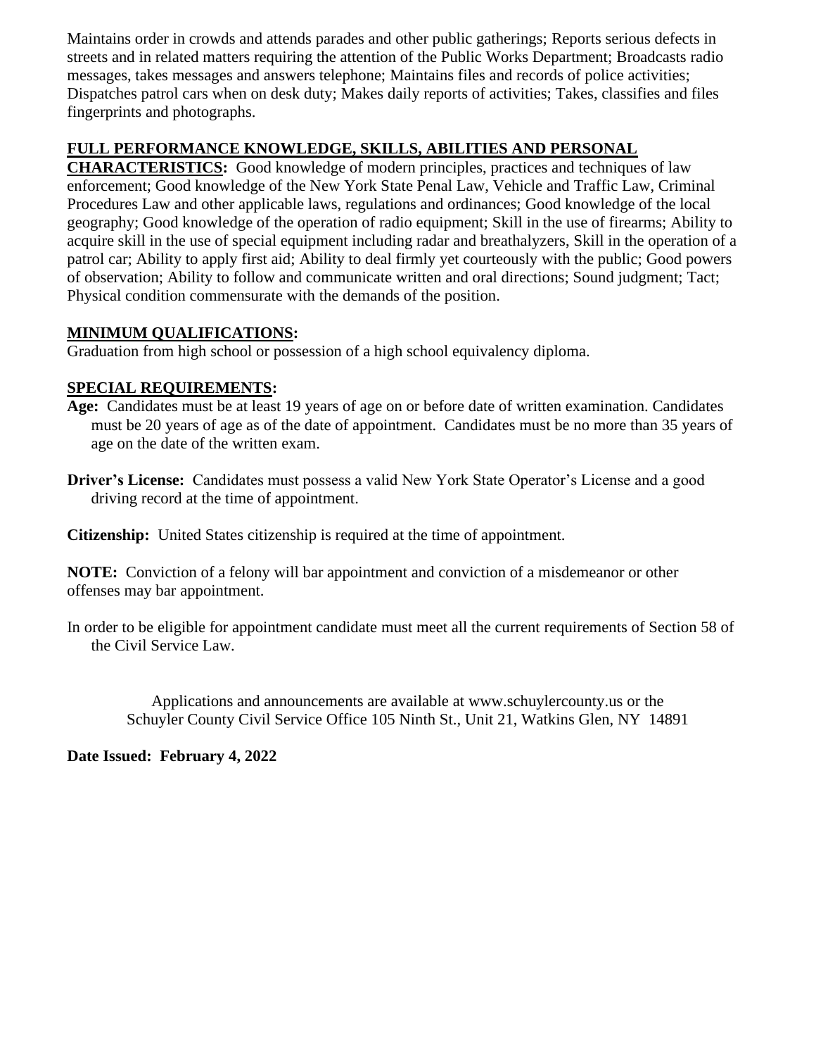Maintains order in crowds and attends parades and other public gatherings; Reports serious defects in streets and in related matters requiring the attention of the Public Works Department; Broadcasts radio messages, takes messages and answers telephone; Maintains files and records of police activities; Dispatches patrol cars when on desk duty; Makes daily reports of activities; Takes, classifies and files fingerprints and photographs.

**FULL PERFORMANCE KNOWLEDGE, SKILLS, ABILITIES AND PERSONAL CHARACTERISTICS:** Good knowledge of modern principles, practices and techniques of law enforcement; Good knowledge of the New York State Penal Law, Vehicle and Traffic Law, Criminal Procedures Law and other applicable laws, regulations and ordinances; Good knowledge of the local geography; Good knowledge of the operation of radio equipment; Skill in the use of firearms; Ability to acquire skill in the use of special equipment including radar and breathalyzers, Skill in the operation of a patrol car; Ability to apply first aid; Ability to deal firmly yet courteously with the public; Good powers of observation; Ability to follow and communicate written and oral directions; Sound judgment; Tact; Physical condition commensurate with the demands of the position.

**MINIMUM QUALIFICATIONS:**
Graduation from high school or possession of a high school equivalency diploma.

**SPECIAL REQUIREMENTS:**

**Age:** Candidates must be at least 19 years of age on or before date of written examination. Candidates must be 20 years of age as of the date of appointment. Candidates must be no more than 35 years of age on the date of the written exam.

**Driver's License:** Candidates must possess a valid New York State Operator's License and a good driving record at the time of appointment.

**Citizenship:** United States citizenship is required at the time of appointment.

**NOTE:** Conviction of a felony will bar appointment and conviction of a misdemeanor or other offenses may bar appointment.

In order to be eligible for appointment candidate must meet all the current requirements of Section 58 of the Civil Service Law.

Applications and announcements are available at www.schuylercounty.us or the Schuyler County Civil Service Office 105 Ninth St., Unit 21, Watkins Glen, NY 14891

**Date Issued: February 4, 2022**